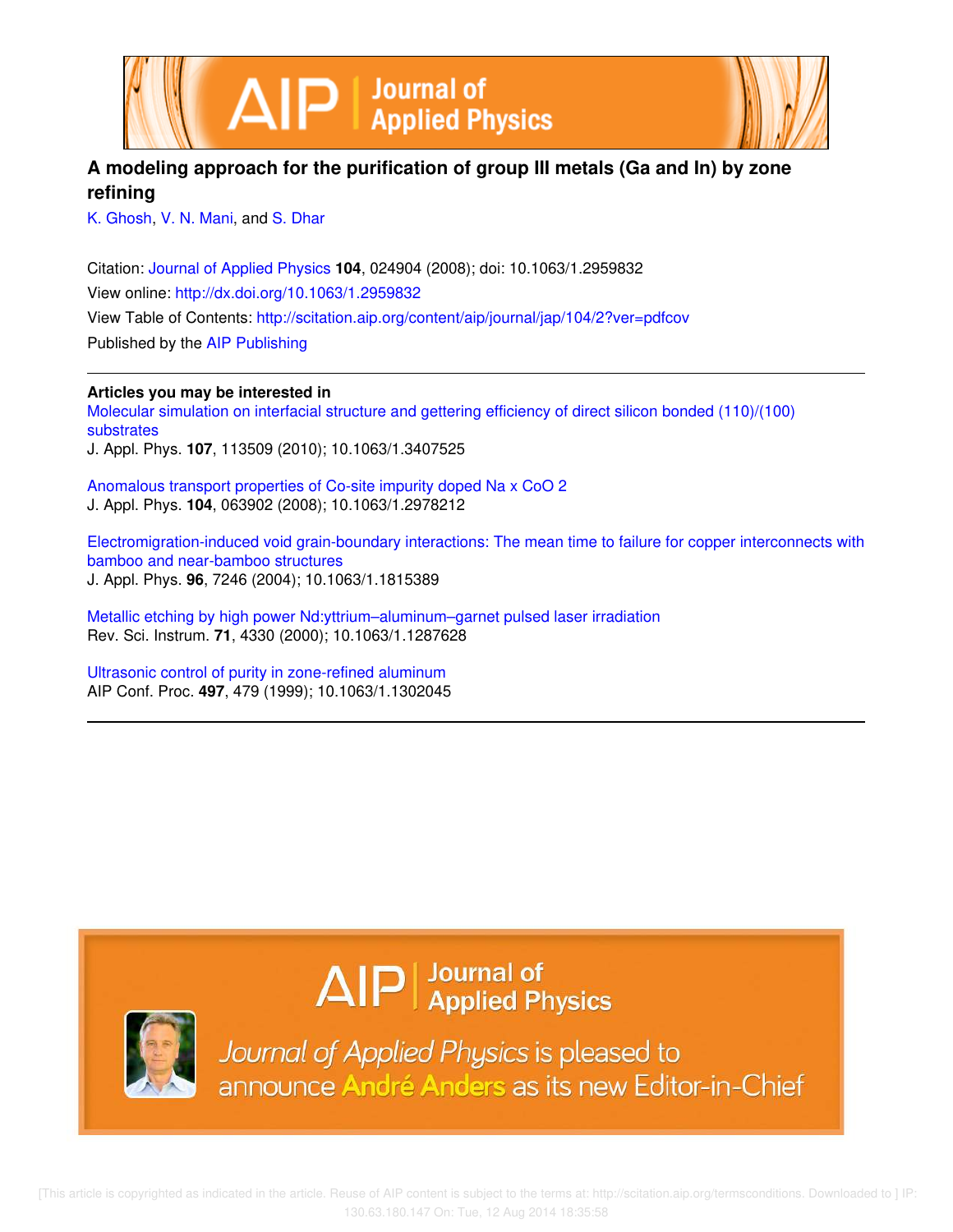# A modeling approach for the purification of group III metals (Ga and In) by zone refining

K. Ghosh, V. N. Mani, and S. Dhar

Citation: Journal of Applied Physics **104**, 024904 (2008); doi: 10.1063/1.2959832

View online: http://dx.doi.org/10.1063/1.2959832

View Table of Contents: http://scitation.aip.org/content/aip/journal/jap/104/2?ver=pdfcov

Published by the AIP Publishing

**Articles you may be interested in**

Molecular simulation on interfacial structure and gettering efficiency of direct silicon bonded (110)/(100) substrates

J. Appl. Phys. **107**, 113509 (2010); 10.1063/1.3407525

Anomalous transport properties of Co-site impurity doped Na x CoO 2

J. Appl. Phys. **104**, 063902 (2008); 10.1063/1.2978212

Electromigration-induced void grain-boundary interactions: The mean time to failure for copper interconnects with bamboo and near-bamboo structures

J. Appl. Phys. **96**, 7246 (2004); 10.1063/1.1815389

Metallic etching by high power Nd:yttrium–aluminum–garnet pulsed laser irradiation

Rev. Sci. Instrum. **71**, 4330 (2000); 10.1063/1.1287628

Ultrasonic control of purity in zone-refined aluminum

AIP Conf. Proc. **497**, 479 (1999); 10.1063/1.1302045

Journal of Applied Physics is pleased to announce André Anders as its new Editor-in-Chief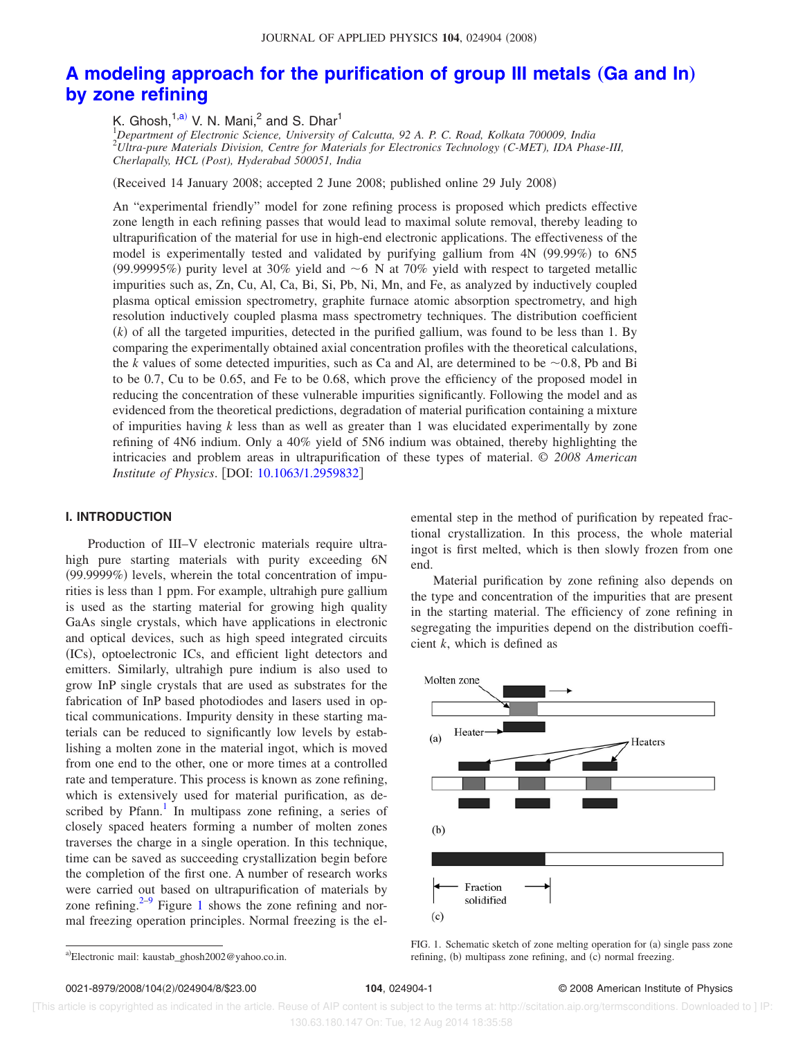# A modeling approach for the purification of group III metals (Ga and In) by zone refining

K. Ghosh,[1,a)] V. N. Mani,[2] and S. Dhar[1]

[1]*Department of Electronic Science, University of Calcutta, 92 A. P. C. Road, Kolkata 700009, India*
[2]*Ultra-pure Materials Division, Centre for Materials for Electronics Technology (C-MET), IDA Phase-III, Cherlapally, HCL (Post), Hyderabad 500051, India*

(Received 14 January 2008; accepted 2 June 2008; published online 29 July 2008)

An "experimental friendly" model for zone refining process is proposed which predicts effective zone length in each refining passes that would lead to maximal solute removal, thereby leading to ultrapurification of the material for use in high-end electronic applications. The effectiveness of the model is experimentally tested and validated by purifying gallium from 4N (99.99%) to 6N5 (99.99995%) purity level at 30% yield and ~6 N at 70% yield with respect to targeted metallic impurities such as, Zn, Cu, Al, Ca, Bi, Si, Pb, Ni, Mn, and Fe, as analyzed by inductively coupled plasma optical emission spectrometry, graphite furnace atomic absorption spectrometry, and high resolution inductively coupled plasma mass spectrometry techniques. The distribution coefficient ($k$) of all the targeted impurities, detected in the purified gallium, was found to be less than 1. By comparing the experimentally obtained axial concentration profiles with the theoretical calculations, the $k$ values of some detected impurities, such as Ca and Al, are determined to be ~0.8, Pb and Bi to be 0.7, Cu to be 0.65, and Fe to be 0.68, which prove the efficiency of the proposed model in reducing the concentration of these vulnerable impurities significantly. Following the model and as evidenced from the theoretical predictions, degradation of material purification containing a mixture of impurities having $k$ less than as well as greater than 1 was elucidated experimentally by zone refining of 4N6 indium. Only a 40% yield of 5N6 indium was obtained, thereby highlighting the intricacies and problem areas in ultrapurification of these types of material. © *2008 American Institute of Physics*. [DOI: 10.1063/1.2959832]

## I. INTRODUCTION

Production of III–V electronic materials require ultrahigh pure starting materials with purity exceeding 6N (99.9999%) levels, wherein the total concentration of impurities is less than 1 ppm. For example, ultrahigh pure gallium is used as the starting material for growing high quality GaAs single crystals, which have applications in electronic and optical devices, such as high speed integrated circuits (ICs), optoelectronic ICs, and efficient light detectors and emitters. Similarly, ultrahigh pure indium is also used to grow InP single crystals that are used as substrates for the fabrication of InP based photodiodes and lasers used in optical communications. Impurity density in these starting materials can be reduced to significantly low levels by establishing a molten zone in the material ingot, which is moved from one end to the other, one or more times at a controlled rate and temperature. This process is known as zone refining, which is extensively used for material purification, as described by Pfann.[1] In multipass zone refining, a series of closely spaced heaters forming a number of molten zones traverses the charge in a single operation. In this technique, time can be saved as succeeding crystallization begin before the completion of the first one. A number of research works were carried out based on ultrapurification of materials by zone refining.[2–9] Figure 1 shows the zone refining and normal freezing operation principles. Normal freezing is the elemental step in the method of purification by repeated fractional crystallization. In this process, the whole material ingot is first melted, which is then slowly frozen from one end.

Material purification by zone refining also depends on the type and concentration of the impurities that are present in the starting material. The efficiency of zone refining in segregating the impurities depend on the distribution coefficient $k$, which is defined as

Molten zone
Heater
(a)
Heaters
(b)
Fraction solidified
(c)

FIG. 1. Schematic sketch of zone melting operation for (a) single pass zone refining, (b) multipass zone refining, and (c) normal freezing.

[a)]Electronic mail: kaustab_ghosh2002@yahoo.co.in.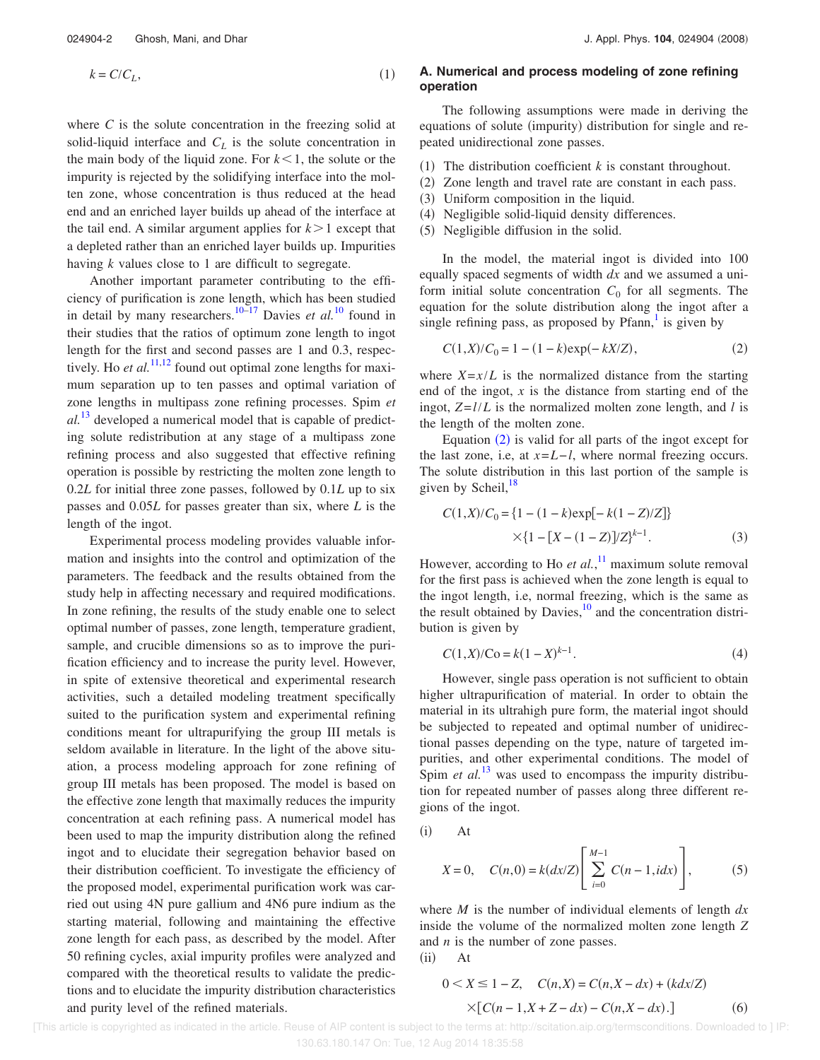$$k = C/C_L, \tag{1}$$

where $C$ is the solute concentration in the freezing solid at solid-liquid interface and $C_L$ is the solute concentration in the main body of the liquid zone. For $k<1$, the solute or the impurity is rejected by the solidifying interface into the molten zone, whose concentration is thus reduced at the head end and an enriched layer builds up ahead of the interface at the tail end. A similar argument applies for $k>1$ except that a depleted rather than an enriched layer builds up. Impurities having $k$ values close to 1 are difficult to segregate.

Another important parameter contributing to the efficiency of purification is zone length, which has been studied in detail by many researchers.[10–17] Davies *et al.*[10] found in their studies that the ratios of optimum zone length to ingot length for the first and second passes are 1 and 0.3, respectively. Ho *et al.*[11,12] found out optimal zone lengths for maximum separation up to ten passes and optimal variation of zone lengths in multipass zone refining processes. Spim *et al.*[13] developed a numerical model that is capable of predicting solute redistribution at any stage of a multipass zone refining process and also suggested that effective refining operation is possible by restricting the molten zone length to $0.2L$ for initial three zone passes, followed by $0.1L$ up to six passes and $0.05L$ for passes greater than six, where $L$ is the length of the ingot.

Experimental process modeling provides valuable information and insights into the control and optimization of the parameters. The feedback and the results obtained from the study help in affecting necessary and required modifications. In zone refining, the results of the study enable one to select optimal number of passes, zone length, temperature gradient, sample, and crucible dimensions so as to improve the purification efficiency and to increase the purity level. However, in spite of extensive theoretical and experimental research activities, such a detailed modeling treatment specifically suited to the purification system and experimental refining conditions meant for ultrapurifying the group III metals is seldom available in literature. In the light of the above situation, a process modeling approach for zone refining of group III metals has been proposed. The model is based on the effective zone length that maximally reduces the impurity concentration at each refining pass. A numerical model has been used to map the impurity distribution along the refined ingot and to elucidate their segregation behavior based on their distribution coefficient. To investigate the efficiency of the proposed model, experimental purification work was carried out using 4N pure gallium and 4N6 pure indium as the starting material, following and maintaining the effective zone length for each pass, as described by the model. After 50 refining cycles, axial impurity profiles were analyzed and compared with the theoretical results to validate the predictions and to elucidate the impurity distribution characteristics and purity level of the refined materials.

### A. Numerical and process modeling of zone refining operation

The following assumptions were made in deriving the equations of solute (impurity) distribution for single and repeated unidirectional zone passes.

(1) The distribution coefficient $k$ is constant throughout.
(2) Zone length and travel rate are constant in each pass.
(3) Uniform composition in the liquid.
(4) Negligible solid-liquid density differences.
(5) Negligible diffusion in the solid.

In the model, the material ingot is divided into 100 equally spaced segments of width $dx$ and we assumed a uniform initial solute concentration $C_0$ for all segments. The equation for the solute distribution along the ingot after a single refining pass, as proposed by Pfann,[1] is given by

$$C(1,X)/C_0 = 1-(1-k)\exp(-kX/Z), \tag{2}$$

where $X=x/L$ is the normalized distance from the starting end of the ingot, $x$ is the distance from starting end of the ingot, $Z=l/L$ is the normalized molten zone length, and $l$ is the length of the molten zone.

Equation (2) is valid for all parts of the ingot except for the last zone, i.e, at $x=L-l$, where normal freezing occurs. The solute distribution in this last portion of the sample is given by Scheil,[18]

$$C(1,X)/C_0 = \{1-(1-k)\exp[-k(1-Z)/Z]\} \times \{1-[X-(1-Z)]/Z\}^{k-1}. \tag{3}$$

However, according to Ho *et al.*,[11] maximum solute removal for the first pass is achieved when the zone length is equal to the ingot length, i.e, normal freezing, which is the same as the result obtained by Davies,[10] and the concentration distribution is given by

$$C(1,X)/\mathrm{Co} = k(1-X)^{k-1}. \tag{4}$$

However, single pass operation is not sufficient to obtain higher ultrapurification of material. In order to obtain the material in its ultrahigh pure form, the material ingot should be subjected to repeated and optimal number of unidirectional passes depending on the type, nature of targeted impurities, and other experimental conditions. The model of Spim *et al.*[13] was used to encompass the impurity distribution for repeated number of passes along three different regions of the ingot.

(i) At

$$X=0, \quad C(n,0) = k(dx/Z)\left[\sum_{i=0}^{M-1} C(n-1, i dx)\right], \tag{5}$$

where $M$ is the number of individual elements of length $dx$ inside the volume of the normalized molten zone length $Z$ and $n$ is the number of zone passes.

(ii) At

$$0 < X \leq 1-Z, \quad C(n,X) = C(n,X-dx) + (kdx/Z) \times [C(n-1,X+Z-dx) - C(n,X-dx).] \tag{6}$$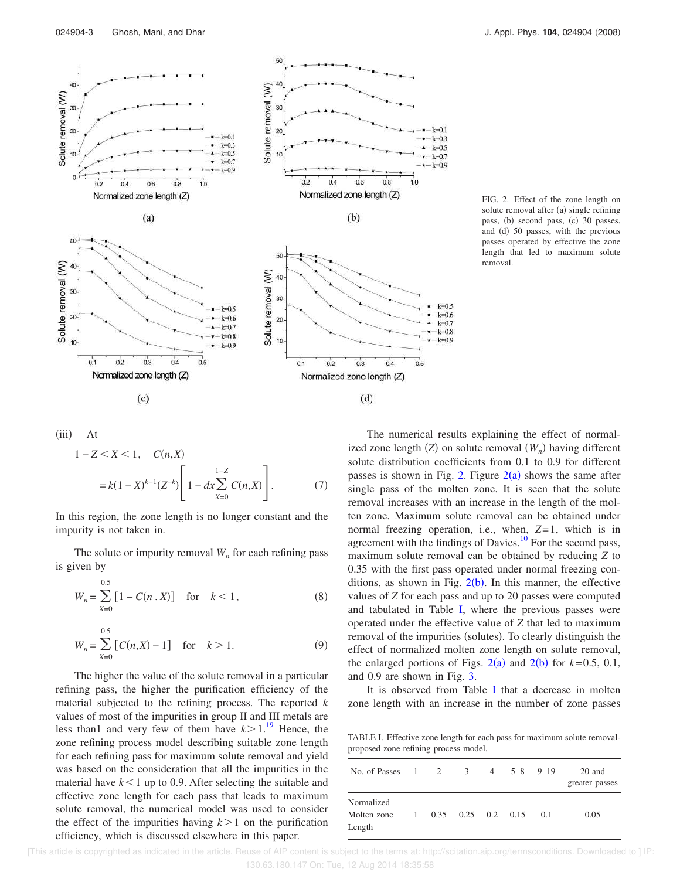(a)

Solute removal (W)

Normalized zone length (Z)

k=0.1
k=0.3
k=0.5
k=0.7
k=0.9

(b)

Solute removal (W)

Normalized zone length (Z)

k=0.1
k=0.3
k=0.5
k=0.7
k=0.9

(c)

Solute removal (W)

Normalized zone length (Z)

k=0.5
k=0.6
k=0.7
k=0.8
k=0.9

(d)

Solute removal (W)

Normalized zone length (Z)

k=0.5
k=0.6
k=0.7
k=0.8
k=0.9

FIG. 2. Effect of the zone length on solute removal after (a) single refining pass, (b) second pass, (c) 30 passes, and (d) 50 passes, with the previous passes operated by effective the zone length that led to maximum solute removal.

(iii) At

$$1 - Z < X < 1, \quad C(n,X) = k(1-X)^{k-1}(Z^{-k})\left[1 - dx\sum_{X=0}^{1-Z} C(n,X)\right]. \tag{7}$$

In this region, the zone length is no longer constant and the impurity is not taken in.

The solute or impurity removal $W_n$ for each refining pass is given by

$$W_n = \sum_{X=0}^{0.5} [1 - C(n\,.\,X)] \quad \text{for} \quad k < 1, \tag{8}$$

$$W_n = \sum_{X=0}^{0.5} [C(n,X) - 1] \quad \text{for} \quad k > 1. \tag{9}$$

The higher the value of the solute removal in a particular refining pass, the higher the purification efficiency of the material subjected to the refining process. The reported $k$ values of most of the impurities in group II and III metals are less than1 and very few of them have $k > 1$.[19] Hence, the zone refining process model describing suitable zone length for each refining pass for maximum solute removal and yield was based on the consideration that all the impurities in the material have $k < 1$ up to 0.9. After selecting the suitable and effective zone length for each pass that leads to maximum solute removal, the numerical model was used to consider the effect of the impurities having $k > 1$ on the purification efficiency, which is discussed elsewhere in this paper.

The numerical results explaining the effect of normalized zone length ($Z$) on solute removal ($W_n$) having different solute distribution coefficients from 0.1 to 0.9 for different passes is shown in Fig. 2. Figure 2(a) shows the same after single pass of the molten zone. It is seen that the solute removal increases with an increase in the length of the molten zone. Maximum solute removal can be obtained under normal freezing operation, i.e., when, $Z = 1$, which is in agreement with the findings of Davies.[10] For the second pass, maximum solute removal can be obtained by reducing $Z$ to 0.35 with the first pass operated under normal freezing conditions, as shown in Fig. 2(b). In this manner, the effective values of $Z$ for each pass and up to 20 passes were computed and tabulated in Table I, where the previous passes were operated under the effective value of $Z$ that led to maximum removal of the impurities (solutes). To clearly distinguish the effect of normalized molten zone length on solute removal, the enlarged portions of Figs. 2(a) and 2(b) for $k = 0.5$, 0.1, and 0.9 are shown in Fig. 3.

It is observed from Table I that a decrease in molten zone length with an increase in the number of zone passes

TABLE I. Effective zone length for each pass for maximum solute removal-proposed zone refining process model.

| No. of Passes | 1 | 2 | 3 | 4 | 5–8 | 9–19 | 20 and greater passes |
|---|---|---|---|---|---|---|---|
| Normalized Molten zone Length | 1 | 0.35 | 0.25 | 0.2 | 0.15 | 0.1 | 0.05 |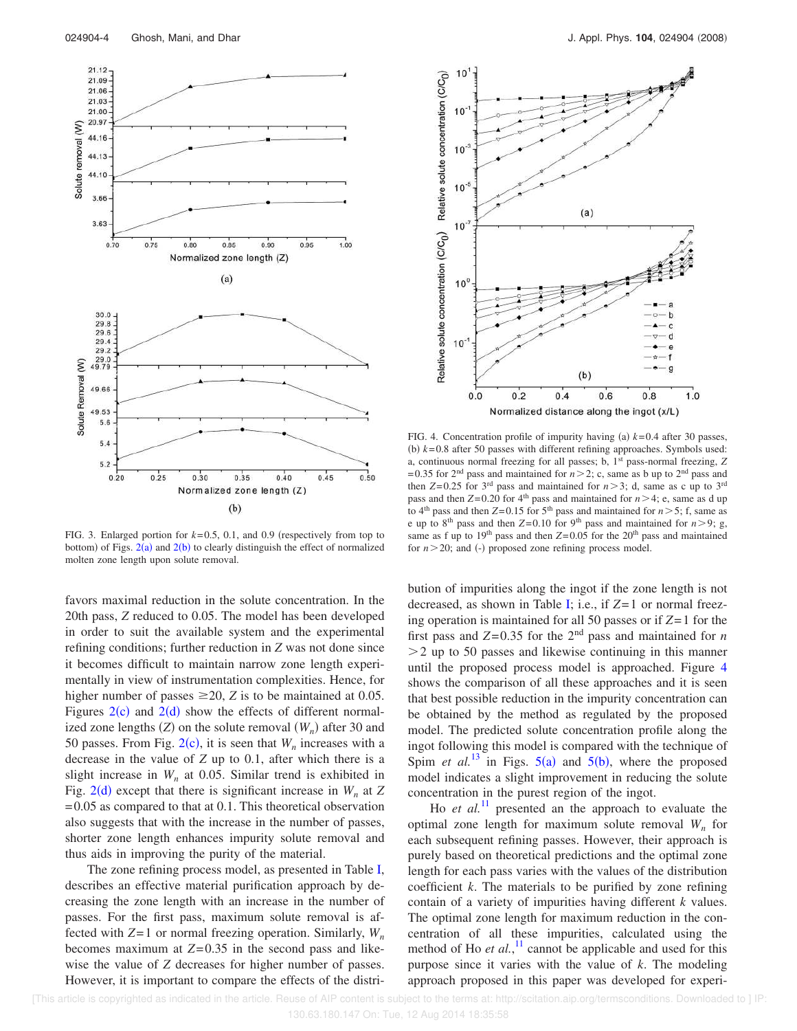FIG. 3. Enlarged portion for $k=0.5$, 0.1, and 0.9 (respectively from top to bottom) of Figs. 2(a) and 2(b) to clearly distinguish the effect of normalized molten zone length upon solute removal.

FIG. 4. Concentration profile of impurity having (a) $k=0.4$ after 30 passes, (b) $k=0.8$ after 50 passes with different refining approaches. Symbols used: a, continuous normal freezing for all passes; b, 1st pass-normal freezing, $Z=0.35$ for 2nd pass and maintained for $n>2$; c, same as b up to 2nd pass and then $Z=0.25$ for 3rd pass and maintained for $n>3$; d, same as c up to 3rd pass and then $Z=0.20$ for 4th pass and maintained for $n>4$; e, same as d up to 4th pass and then $Z=0.15$ for 5th pass and maintained for $n>5$; f, same as e up to 8th pass and then $Z=0.10$ for 9th pass and maintained for $n>9$; g, same as f up to 19th pass and then $Z=0.05$ for the 20th pass and maintained for $n>20$; and (-) proposed zone refining process model.

favors maximal reduction in the solute concentration. In the 20th pass, $Z$ reduced to 0.05. The model has been developed in order to suit the available system and the experimental refining conditions; further reduction in $Z$ was not done since it becomes difficult to maintain narrow zone length experimentally in view of instrumentation complexities. Hence, for higher number of passes $\geq 20$, $Z$ is to be maintained at 0.05. Figures 2(c) and 2(d) show the effects of different normalized zone lengths ($Z$) on the solute removal ($W_n$) after 30 and 50 passes. From Fig. 2(c), it is seen that $W_n$ increases with a decrease in the value of $Z$ up to 0.1, after which there is a slight increase in $W_n$ at 0.05. Similar trend is exhibited in Fig. 2(d) except that there is significant increase in $W_n$ at $Z=0.05$ as compared to that at 0.1. This theoretical observation also suggests that with the increase in the number of passes, shorter zone length enhances impurity solute removal and thus aids in improving the purity of the material.

The zone refining process model, as presented in Table I, describes an effective material purification approach by decreasing the zone length with an increase in the number of passes. For the first pass, maximum solute removal is affected with $Z=1$ or normal freezing operation. Similarly, $W_n$ becomes maximum at $Z=0.35$ in the second pass and likewise the value of $Z$ decreases for higher number of passes. However, it is important to compare the effects of the distribution of impurities along the ingot if the zone length is not decreased, as shown in Table I; i.e., if $Z=1$ or normal freezing operation is maintained for all 50 passes or if $Z=1$ for the first pass and $Z=0.35$ for the 2nd pass and maintained for $n>2$ up to 50 passes and likewise continuing in this manner until the proposed process model is approached. Figure 4 shows the comparison of all these approaches and it is seen that best possible reduction in the impurity concentration can be obtained by the method as regulated by the proposed model. The predicted solute concentration profile along the ingot following this model is compared with the technique of Spim *et al.*[13] in Figs. 5(a) and 5(b), where the proposed model indicates a slight improvement in reducing the solute concentration in the purest region of the ingot.

Ho *et al.*[11] presented an the approach to evaluate the optimal zone length for maximum solute removal $W_n$ for each subsequent refining passes. However, their approach is purely based on theoretical predictions and the optimal zone length for each pass varies with the values of the distribution coefficient $k$. The materials to be purified by zone refining contain of a variety of impurities having different $k$ values. The optimal zone length for maximum reduction in the concentration of all these impurities, calculated using the method of Ho *et al.*,[11] cannot be applicable and used for this purpose since it varies with the value of $k$. The modeling approach proposed in this paper was developed for experi-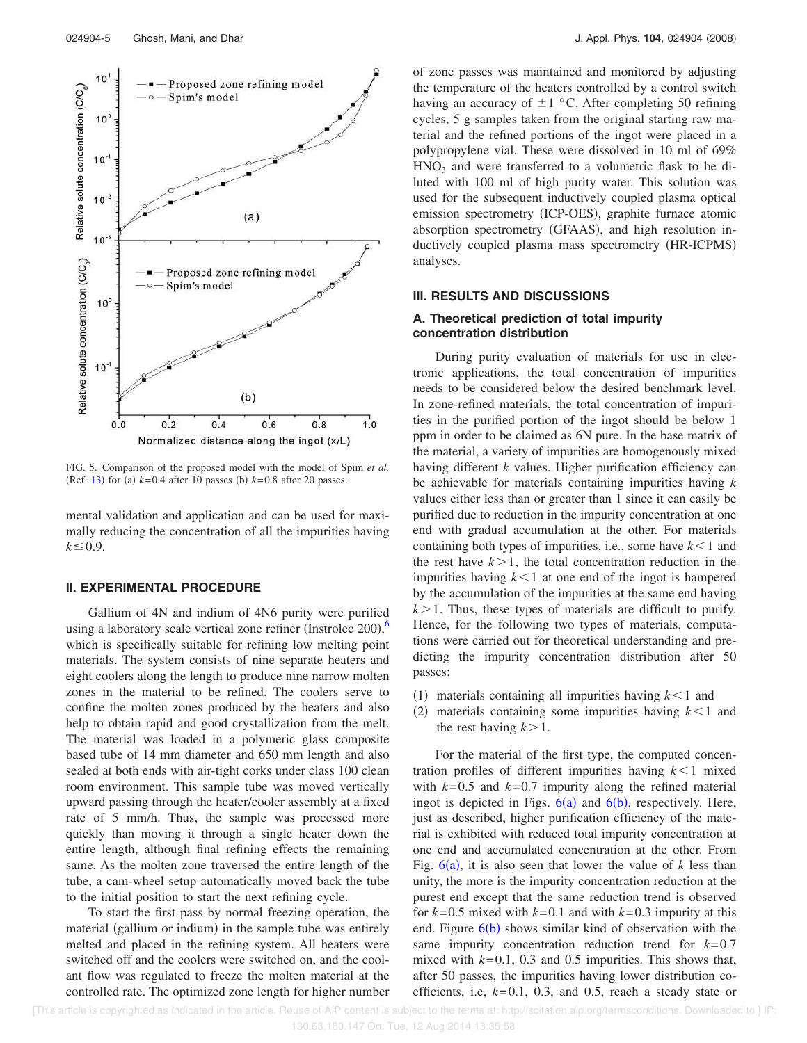Relative solute concentration ($C/C_0$)

$10^1$
$10^0$
$10^{-1}$
$10^{-2}$
$10^{-3}$

—■— Proposed zone refining model
—○— Spim's model

(a)

Relative solute concentration ($C/C_0$)

$10^0$
$10^{-1}$

—■— Proposed zone refining model
—○— Spim's model

(b)

0.0 0.2 0.4 0.6 0.8 1.0

Normalized distance along the ingot (x/L)

FIG. 5. Comparison of the proposed model with the model of Spim *et al.* (Ref. 13) for (a) $k=0.4$ after 10 passes (b) $k=0.8$ after 20 passes.

mental validation and application and can be used for maximally reducing the concentration of all the impurities having $k \leq 0.9$.

## II. EXPERIMENTAL PROCEDURE

Gallium of 4N and indium of 4N6 purity were purified using a laboratory scale vertical zone refiner (Instrolec 200),[6] which is specifically suitable for refining low melting point materials. The system consists of nine separate heaters and eight coolers along the length to produce nine narrow molten zones in the material to be refined. The coolers serve to confine the molten zones produced by the heaters and also help to obtain rapid and good crystallization from the melt. The material was loaded in a polymeric glass composite based tube of 14 mm diameter and 650 mm length and also sealed at both ends with air-tight corks under class 100 clean room environment. This sample tube was moved vertically upward passing through the heater/cooler assembly at a fixed rate of 5 mm/h. Thus, the sample was processed more quickly than moving it through a single heater down the entire length, although final refining effects the remaining same. As the molten zone traversed the entire length of the tube, a cam-wheel setup automatically moved back the tube to the initial position to start the next refining cycle.

To start the first pass by normal freezing operation, the material (gallium or indium) in the sample tube was entirely melted and placed in the refining system. All heaters were switched off and the coolers were switched on, and the coolant flow was regulated to freeze the molten material at the controlled rate. The optimized zone length for higher number of zone passes was maintained and monitored by adjusting the temperature of the heaters controlled by a control switch having an accuracy of $\pm 1$ °C. After completing 50 refining cycles, 5 g samples taken from the original starting raw material and the refined portions of the ingot were placed in a polypropylene vial. These were dissolved in 10 ml of 69% $HNO_3$ and were transferred to a volumetric flask to be diluted with 100 ml of high purity water. This solution was used for the subsequent inductively coupled plasma optical emission spectrometry (ICP-OES), graphite furnace atomic absorption spectrometry (GFAAS), and high resolution inductively coupled plasma mass spectrometry (HR-ICPMS) analyses.

## III. RESULTS AND DISCUSSIONS

### A. Theoretical prediction of total impurity concentration distribution

During purity evaluation of materials for use in electronic applications, the total concentration of impurities needs to be considered below the desired benchmark level. In zone-refined materials, the total concentration of impurities in the purified portion of the ingot should be below 1 ppm in order to be claimed as 6N pure. In the base matrix of the material, a variety of impurities are homogenously mixed having different $k$ values. Higher purification efficiency can be achievable for materials containing impurities having $k$ values either less than or greater than 1 since it can easily be purified due to reduction in the impurity concentration at one end with gradual accumulation at the other. For materials containing both types of impurities, i.e., some have $k<1$ and the rest have $k>1$, the total concentration reduction in the impurities having $k<1$ at one end of the ingot is hampered by the accumulation of the impurities at the same end having $k>1$. Thus, these types of materials are difficult to purify. Hence, for the following two types of materials, computations were carried out for theoretical understanding and predicting the impurity concentration distribution after 50 passes:

(1) materials containing all impurities having $k<1$ and
(2) materials containing some impurities having $k<1$ and the rest having $k>1$.

For the material of the first type, the computed concentration profiles of different impurities having $k<1$ mixed with $k=0.5$ and $k=0.7$ impurity along the refined material ingot is depicted in Figs. 6(a) and 6(b), respectively. Here, just as described, higher purification efficiency of the material is exhibited with reduced total impurity concentration at one end and accumulated concentration at the other. From Fig. 6(a), it is also seen that lower the value of $k$ less than unity, the more is the impurity concentration reduction at the purest end except that the same reduction trend is observed for $k=0.5$ mixed with $k=0.1$ and with $k=0.3$ impurity at this end. Figure 6(b) shows similar kind of observation with the same impurity concentration reduction trend for $k=0.7$ mixed with $k=0.1$, 0.3 and 0.5 impurities. This shows that, after 50 passes, the impurities having lower distribution coefficients, i.e, $k=0.1$, 0.3, and 0.5, reach a steady state or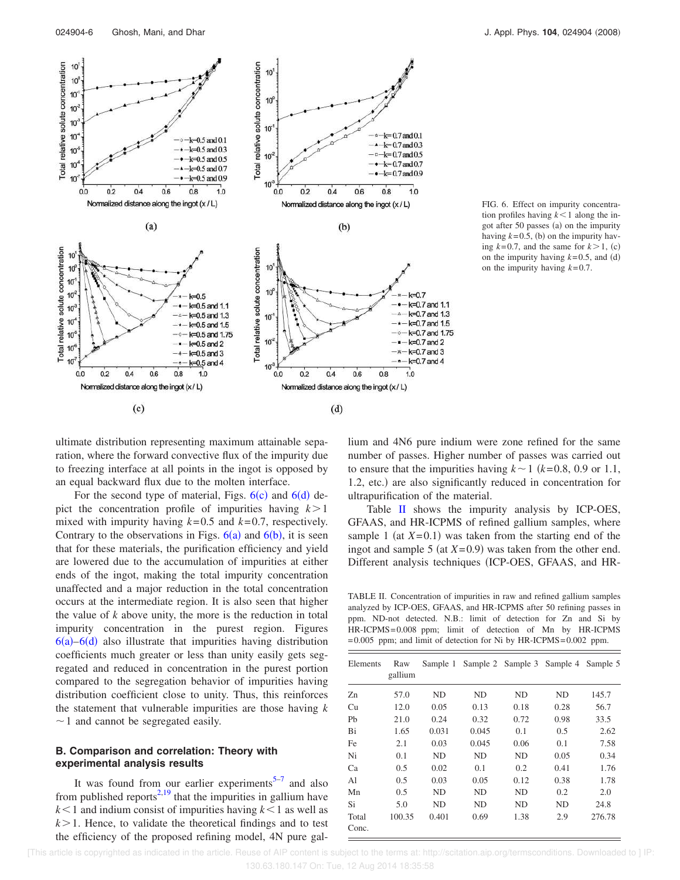Total relative solute concentration

Normalized distance along the ingot (x / L)

(a)

k=0.5 and 0.1
k=0.5 and 0.3
k=0.5 and 0.5
k=0.5 and 0.7
k=0.5 and 0.9

(b)

k= 0.7 and 0.1
k= 0.7 and 0.3
k= 0.7 and 0.5
k= 0.7 and 0.7
k= 0.7 and 0.9

(c)

k=0.5
k=0.5 and 1.1
k=0.5 and 1.3
k=0.5 and 1.5
k=0.5 and 1.75
k=0.5 and 2
k=0.5 and 3
k=0.5 and 4

(d)

k=0.7
k=0.7 and 1.1
k=0.7 and 1.3
k=0.7 and 1.5
k=0.7 and 1.75
k=0.7 and 2
k=0.7 and 3
k=0.7 and 4

FIG. 6. Effect on impurity concentration profiles having $k<1$ along the ingot after 50 passes (a) on the impurity having $k=0.5$, (b) on the impurity having $k=0.7$, and the same for $k>1$, (c) on the impurity having $k=0.5$, and (d) on the impurity having $k=0.7$.

ultimate distribution representing maximum attainable separation, where the forward convective flux of the impurity due to freezing interface at all points in the ingot is opposed by an equal backward flux due to the molten interface.

For the second type of material, Figs. 6(c) and 6(d) depict the concentration profile of impurities having $k>1$ mixed with impurity having $k=0.5$ and $k=0.7$, respectively. Contrary to the observations in Figs. 6(a) and 6(b), it is seen that for these materials, the purification efficiency and yield are lowered due to the accumulation of impurities at either ends of the ingot, making the total impurity concentration unaffected and a major reduction in the total concentration occurs at the intermediate region. It is also seen that higher the value of $k$ above unity, the more is the reduction in total impurity concentration in the purest region. Figures 6(a)–6(d) also illustrate that impurities having distribution coefficients much greater or less than unity easily gets segregated and reduced in concentration in the purest portion compared to the segregation behavior of impurities having distribution coefficient close to unity. Thus, this reinforces the statement that vulnerable impurities are those having $k \sim 1$ and cannot be segregated easily.

### B. Comparison and correlation: Theory with experimental analysis results

It was found from our earlier experiments[5–7] and also from published reports[2,19] that the impurities in gallium have $k<1$ and indium consist of impurities having $k<1$ as well as $k>1$. Hence, to validate the theoretical findings and to test the efficiency of the proposed refining model, 4N pure gallium and 4N6 pure indium were zone refined for the same number of passes. Higher number of passes was carried out to ensure that the impurities having $k \sim 1$ ($k=0.8$, 0.9 or 1.1, 1.2, etc.) are also significantly reduced in concentration for ultrapurification of the material.

Table II shows the impurity analysis by ICP-OES, GFAAS, and HR-ICPMS of refined gallium samples, where sample 1 (at $X=0.1$) was taken from the starting end of the ingot and sample 5 (at $X=0.9$) was taken from the other end. Different analysis techniques (ICP-OES, GFAAS, and HR-

TABLE II. Concentration of impurities in raw and refined gallium samples analyzed by ICP-OES, GFAAS, and HR-ICPMS after 50 refining passes in ppm. ND-not detected. N.B.: limit of detection for Zn and Si by HR-ICPMS=0.008 ppm; limit of detection of Mn by HR-ICPMS=0.005 ppm; and limit of detection for Ni by HR-ICPMS=0.002 ppm.

| Elements | Raw gallium | Sample 1 | Sample 2 | Sample 3 | Sample 4 | Sample 5 |
|---|---|---|---|---|---|---|
| Zn | 57.0 | ND | ND | ND | ND | 145.7 |
| Cu | 12.0 | 0.05 | 0.13 | 0.18 | 0.28 | 56.7 |
| Pb | 21.0 | 0.24 | 0.32 | 0.72 | 0.98 | 33.5 |
| Bi | 1.65 | 0.031 | 0.045 | 0.1 | 0.5 | 2.62 |
| Fe | 2.1 | 0.03 | 0.045 | 0.06 | 0.1 | 7.58 |
| Ni | 0.1 | ND | ND | ND | 0.05 | 0.34 |
| Ca | 0.5 | 0.02 | 0.1 | 0.2 | 0.41 | 1.76 |
| Al | 0.5 | 0.03 | 0.05 | 0.12 | 0.38 | 1.78 |
| Mn | 0.5 | ND | ND | ND | 0.2 | 2.0 |
| Si | 5.0 | ND | ND | ND | ND | 24.8 |
| Total Conc. | 100.35 | 0.401 | 0.69 | 1.38 | 2.9 | 276.78 |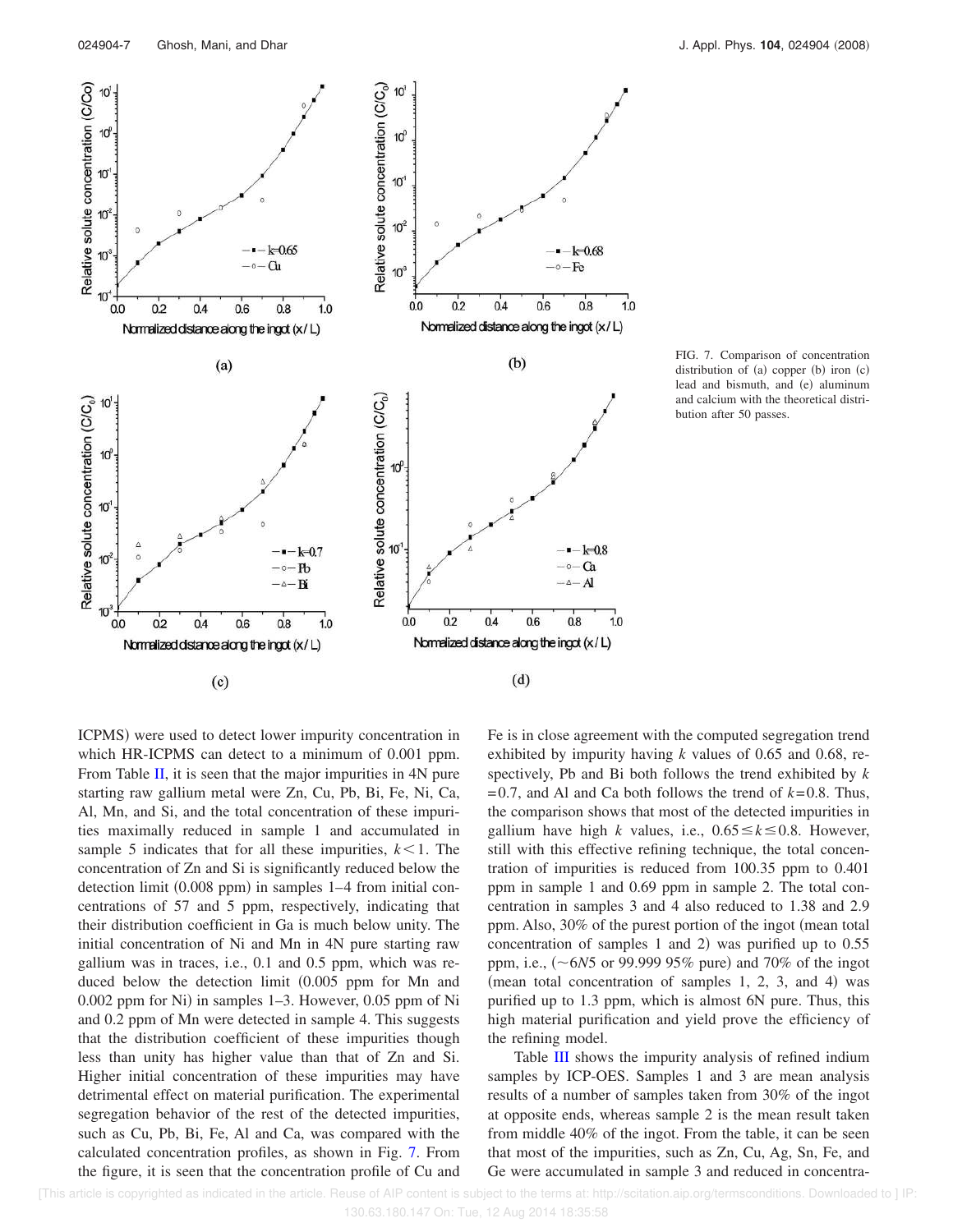FIG. 7. Comparison of concentration distribution of (a) copper (b) iron (c) lead and bismuth, and (e) aluminum and calcium with the theoretical distribution after 50 passes.

ICPMS) were used to detect lower impurity concentration in which HR-ICPMS can detect to a minimum of 0.001 ppm. From Table II, it is seen that the major impurities in 4N pure starting raw gallium metal were Zn, Cu, Pb, Bi, Fe, Ni, Ca, Al, Mn, and Si, and the total concentration of these impurities maximally reduced in sample 1 and accumulated in sample 5 indicates that for all these impurities, $k < 1$. The concentration of Zn and Si is significantly reduced below the detection limit (0.008 ppm) in samples 1–4 from initial concentrations of 57 and 5 ppm, respectively, indicating that their distribution coefficient in Ga is much below unity. The initial concentration of Ni and Mn in 4N pure starting raw gallium was in traces, i.e., 0.1 and 0.5 ppm, which was reduced below the detection limit (0.005 ppm for Mn and 0.002 ppm for Ni) in samples 1–3. However, 0.05 ppm of Ni and 0.2 ppm of Mn were detected in sample 4. This suggests that the distribution coefficient of these impurities though less than unity has higher value than that of Zn and Si. Higher initial concentration of these impurities may have detrimental effect on material purification. The experimental segregation behavior of the rest of the detected impurities, such as Cu, Pb, Bi, Fe, Al and Ca, was compared with the calculated concentration profiles, as shown in Fig. 7. From the figure, it is seen that the concentration profile of Cu and Fe is in close agreement with the computed segregation trend exhibited by impurity having $k$ values of 0.65 and 0.68, respectively, Pb and Bi both follows the trend exhibited by $k = 0.7$, and Al and Ca both follows the trend of $k = 0.8$. Thus, the comparison shows that most of the detected impurities in gallium have high $k$ values, i.e., $0.65 \leq k \leq 0.8$. However, still with this effective refining technique, the total concentration of impurities is reduced from 100.35 ppm to 0.401 ppm in sample 1 and 0.69 ppm in sample 2. The total concentration in samples 3 and 4 also reduced to 1.38 and 2.9 ppm. Also, 30% of the purest portion of the ingot (mean total concentration of samples 1 and 2) was purified up to 0.55 ppm, i.e., (~6N5 or 99.999 95% pure) and 70% of the ingot (mean total concentration of samples 1, 2, 3, and 4) was purified up to 1.3 ppm, which is almost 6N pure. Thus, this high material purification and yield prove the efficiency of the refining model.

Table III shows the impurity analysis of refined indium samples by ICP-OES. Samples 1 and 3 are mean analysis results of a number of samples taken from 30% of the ingot at opposite ends, whereas sample 2 is the mean result taken from middle 40% of the ingot. From the table, it can be seen that most of the impurities, such as Zn, Cu, Ag, Sn, Fe, and Ge were accumulated in sample 3 and reduced in concentra-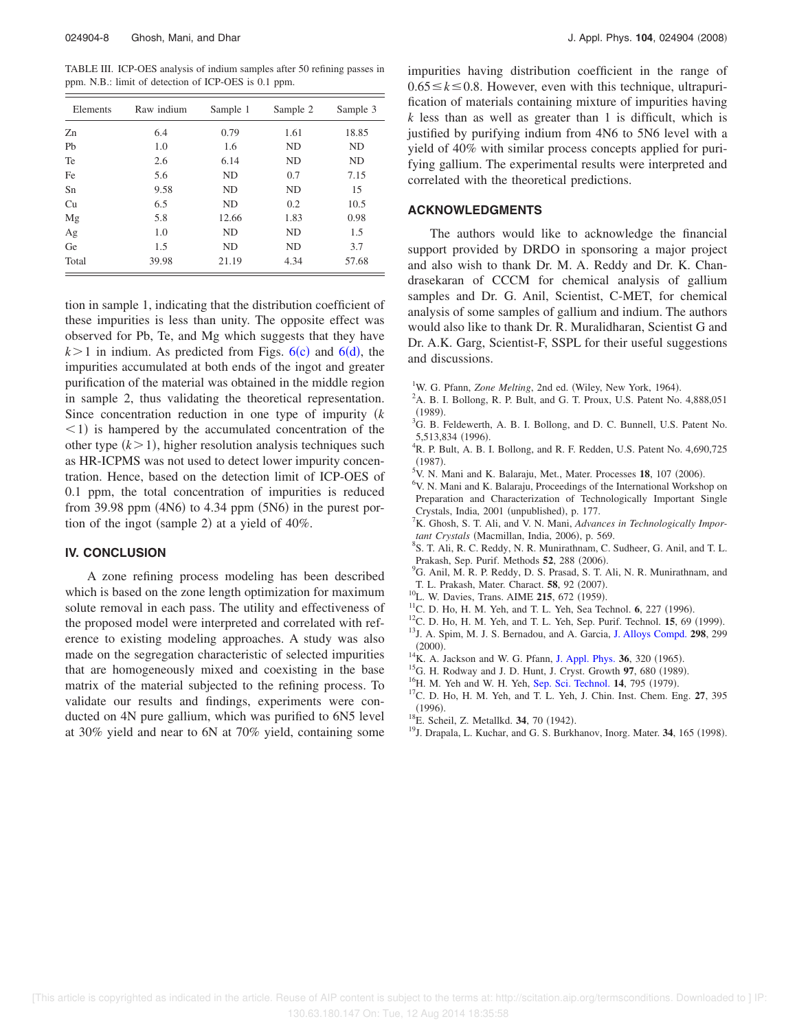TABLE III. ICP-OES analysis of indium samples after 50 refining passes in ppm. N.B.: limit of detection of ICP-OES is 0.1 ppm.

| Elements | Raw indium | Sample 1 | Sample 2 | Sample 3 |
|---|---|---|---|---|
| Zn | 6.4 | 0.79 | 1.61 | 18.85 |
| Pb | 1.0 | 1.6 | ND | ND |
| Te | 2.6 | 6.14 | ND | ND |
| Fe | 5.6 | ND | 0.7 | 7.15 |
| Sn | 9.58 | ND | ND | 15 |
| Cu | 6.5 | ND | 0.2 | 10.5 |
| Mg | 5.8 | 12.66 | 1.83 | 0.98 |
| Ag | 1.0 | ND | ND | 1.5 |
| Ge | 1.5 | ND | ND | 3.7 |
| Total | 39.98 | 21.19 | 4.34 | 57.68 |

tion in sample 1, indicating that the distribution coefficient of these impurities is less than unity. The opposite effect was observed for Pb, Te, and Mg which suggests that they have $k>1$ in indium. As predicted from Figs. 6(c) and 6(d), the impurities accumulated at both ends of the ingot and greater purification of the material was obtained in the middle region in sample 2, thus validating the theoretical representation. Since concentration reduction in one type of impurity ($k<1$) is hampered by the accumulated concentration of the other type ($k>1$), higher resolution analysis techniques such as HR-ICPMS was not used to detect lower impurity concentration. Hence, based on the detection limit of ICP-OES of 0.1 ppm, the total concentration of impurities is reduced from 39.98 ppm (4N6) to 4.34 ppm (5N6) in the purest portion of the ingot (sample 2) at a yield of 40%.

## IV. CONCLUSION

A zone refining process modeling has been described which is based on the zone length optimization for maximum solute removal in each pass. The utility and effectiveness of the proposed model were interpreted and correlated with reference to existing modeling approaches. A study was also made on the segregation characteristic of selected impurities that are homogeneously mixed and coexisting in the base matrix of the material subjected to the refining process. To validate our results and findings, experiments were conducted on 4N pure gallium, which was purified to 6N5 level at 30% yield and near to 6N at 70% yield, containing some impurities having distribution coefficient in the range of $0.65\leq k\leq 0.8$. However, even with this technique, ultrapurification of materials containing mixture of impurities having $k$ less than as well as greater than 1 is difficult, which is justified by purifying indium from 4N6 to 5N6 level with a yield of 40% with similar process concepts applied for purifying gallium. The experimental results were interpreted and correlated with the theoretical predictions.

## ACKNOWLEDGMENTS

The authors would like to acknowledge the financial support provided by DRDO in sponsoring a major project and also wish to thank Dr. M. A. Reddy and Dr. K. Chandrasekaran of CCCM for chemical analysis of gallium samples and Dr. G. Anil, Scientist, C-MET, for chemical analysis of some samples of gallium and indium. The authors would also like to thank Dr. R. Muralidharan, Scientist G and Dr. A.K. Garg, Scientist-F, SSPL for their useful suggestions and discussions.

[1] W. G. Pfann, *Zone Melting*, 2nd ed. (Wiley, New York, 1964).
[2] A. B. I. Bollong, R. P. Bult, and G. T. Proux, U.S. Patent No. 4,888,051 (1989).
[3] G. B. Feldewerth, A. B. I. Bollong, and D. C. Bunnell, U.S. Patent No. 5,513,834 (1996).
[4] R. P. Bult, A. B. I. Bollong, and R. F. Redden, U.S. Patent No. 4,690,725 (1987).
[5] V. N. Mani and K. Balaraju, Met., Mater. Processes **18**, 107 (2006).
[6] V. N. Mani and K. Balaraju, Proceedings of the International Workshop on Preparation and Characterization of Technologically Important Single Crystals, India, 2001 (unpublished), p. 177.
[7] K. Ghosh, S. T. Ali, and V. N. Mani, *Advances in Technologically Important Crystals* (Macmillan, India, 2006), p. 569.
[8] S. T. Ali, R. C. Reddy, N. R. Munirathnam, C. Sudheer, G. Anil, and T. L. Prakash, Sep. Purif. Methods **52**, 288 (2006).
[9] G. Anil, M. R. P. Reddy, D. S. Prasad, S. T. Ali, N. R. Munirathnam, and T. L. Prakash, Mater. Charact. **58**, 92 (2007).
[10] L. W. Davies, Trans. AIME **215**, 672 (1959).
[11] C. D. Ho, H. M. Yeh, and T. L. Yeh, Sea Technol. **6**, 227 (1996).
[12] C. D. Ho, H. M. Yeh, and T. L. Yeh, Sep. Purif. Technol. **15**, 69 (1999).
[13] J. A. Spim, M. J. S. Bernadou, and A. Garcia, J. Alloys Compd. **298**, 299 (2000).
[14] K. A. Jackson and W. G. Pfann, J. Appl. Phys. **36**, 320 (1965).
[15] G. H. Rodway and J. D. Hunt, J. Cryst. Growth **97**, 680 (1989).
[16] H. M. Yeh and W. H. Yeh, Sep. Sci. Technol. **14**, 795 (1979).
[17] C. D. Ho, H. M. Yeh, and T. L. Yeh, J. Chin. Inst. Chem. Eng. **27**, 395 (1996).
[18] E. Scheil, Z. Metallkd. **34**, 70 (1942).
[19] J. Drapala, L. Kuchar, and G. S. Burkhanov, Inorg. Mater. **34**, 165 (1998).